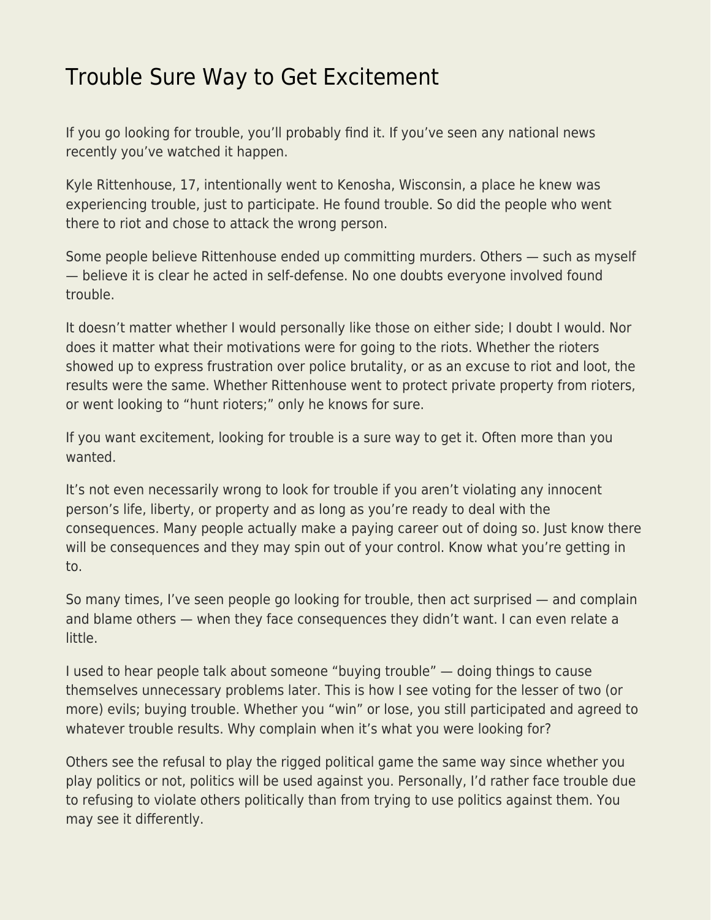# Trouble Sure Way to Get Excitement

If you go looking for trouble, you'll probably find it. If you've seen any national news recently you've watched it happen.

Kyle Rittenhouse, 17, intentionally went to Kenosha, Wisconsin, a place he knew was experiencing trouble, just to participate. He found trouble. So did the people who went there to riot and chose to attack the wrong person.

Some people believe Rittenhouse ended up committing murders. Others — such as myself — believe it is clear he acted in self-defense. No one doubts everyone involved found trouble.

It doesn't matter whether I would personally like those on either side; I doubt I would. Nor does it matter what their motivations were for going to the riots. Whether the rioters showed up to express frustration over police brutality, or as an excuse to riot and loot, the results were the same. Whether Rittenhouse went to protect private property from rioters, or went looking to "hunt rioters;" only he knows for sure.

If you want excitement, looking for trouble is a sure way to get it. Often more than you wanted.

It's not even necessarily wrong to look for trouble if you aren't violating any innocent person's life, liberty, or property and as long as you're ready to deal with the consequences. Many people actually make a paying career out of doing so. Just know there will be consequences and they may spin out of your control. Know what you're getting in to.

So many times, I've seen people go looking for trouble, then act surprised — and complain and blame others — when they face consequences they didn't want. I can even relate a little.

I used to hear people talk about someone "buying trouble" — doing things to cause themselves unnecessary problems later. This is how I see voting for the lesser of two (or more) evils; buying trouble. Whether you "win" or lose, you still participated and agreed to whatever trouble results. Why complain when it's what you were looking for?

Others see the refusal to play the rigged political game the same way since whether you play politics or not, politics will be used against you. Personally, I'd rather face trouble due to refusing to violate others politically than from trying to use politics against them. You may see it differently.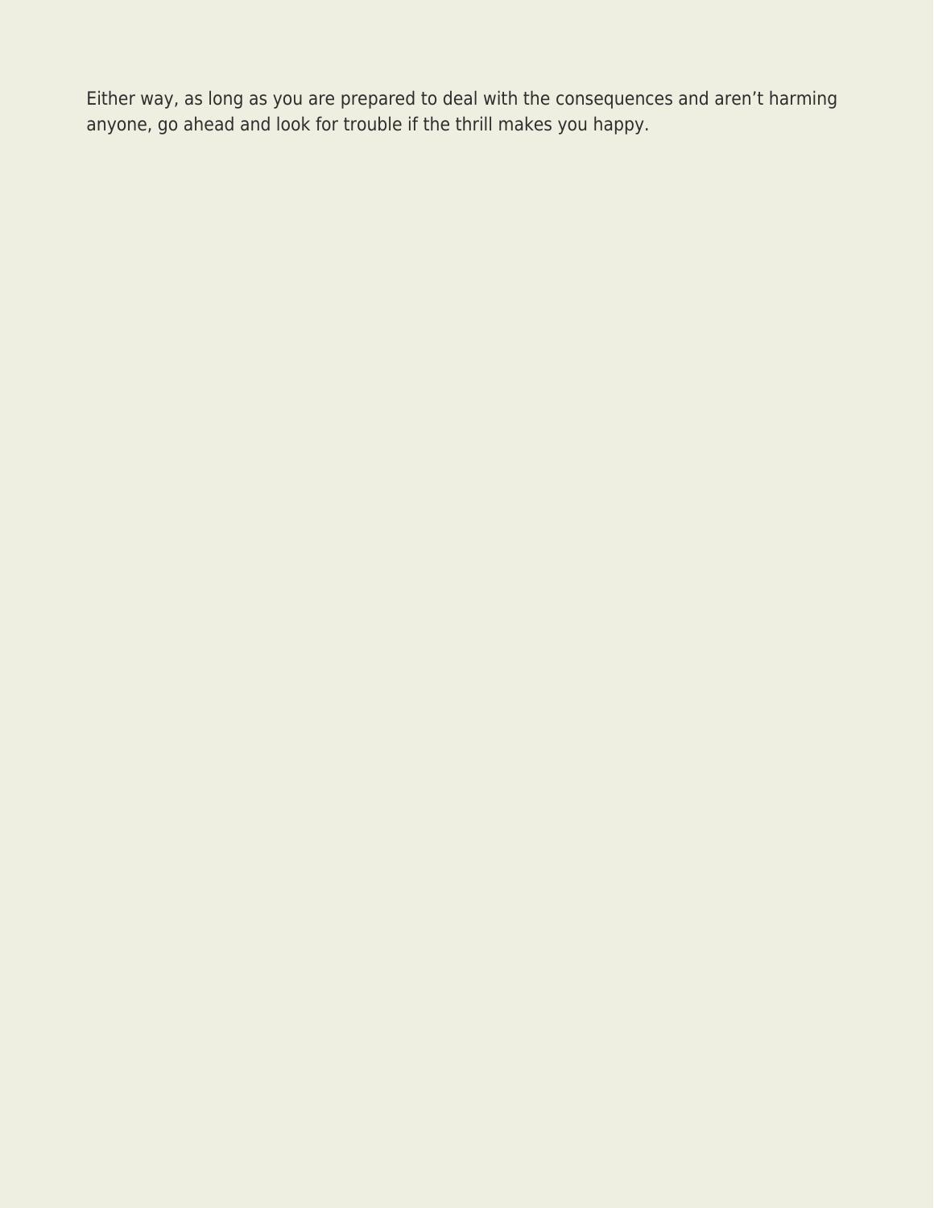Either way, as long as you are prepared to deal with the consequences and aren't harming anyone, go ahead and look for trouble if the thrill makes you happy.